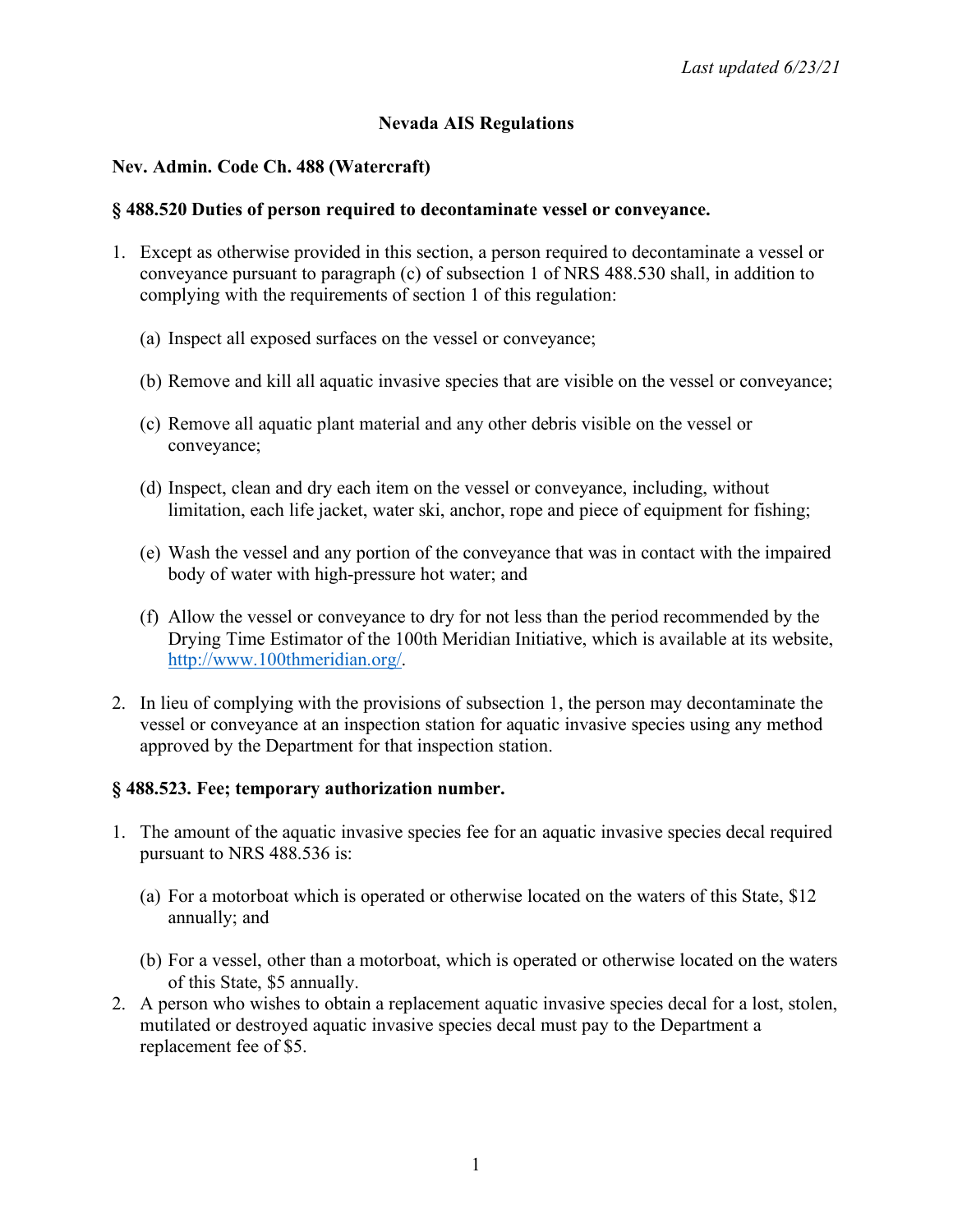*Last updated 6/23/21*

# Nevada AIS Regulations

## Nev. Admin. Code Ch. 488 (Watercraft)

### § 488.520 Duties of person required to decontaminate vessel or conveyance.

1. Except as otherwise provided in this section, a person required to decontaminate a vessel or conveyance pursuant to paragraph (c) of subsection 1 of NRS 488.530 shall, in addition to complying with the requirements of section 1 of this regulation:

   (a) Inspect all exposed surfaces on the vessel or conveyance;

   (b) Remove and kill all aquatic invasive species that are visible on the vessel or conveyance;

   (c) Remove all aquatic plant material and any other debris visible on the vessel or conveyance;

   (d) Inspect, clean and dry each item on the vessel or conveyance, including, without limitation, each life jacket, water ski, anchor, rope and piece of equipment for fishing;

   (e) Wash the vessel and any portion of the conveyance that was in contact with the impaired body of water with high-pressure hot water; and

   (f) Allow the vessel or conveyance to dry for not less than the period recommended by the Drying Time Estimator of the 100th Meridian Initiative, which is available at its website, http://www.100thmeridian.org/.

2. In lieu of complying with the provisions of subsection 1, the person may decontaminate the vessel or conveyance at an inspection station for aquatic invasive species using any method approved by the Department for that inspection station.

### § 488.523. Fee; temporary authorization number.

1. The amount of the aquatic invasive species fee for an aquatic invasive species decal required pursuant to NRS 488.536 is:

   (a) For a motorboat which is operated or otherwise located on the waters of this State, $12 annually; and

   (b) For a vessel, other than a motorboat, which is operated or otherwise located on the waters of this State, $5 annually.

2. A person who wishes to obtain a replacement aquatic invasive species decal for a lost, stolen, mutilated or destroyed aquatic invasive species decal must pay to the Department a replacement fee of $5.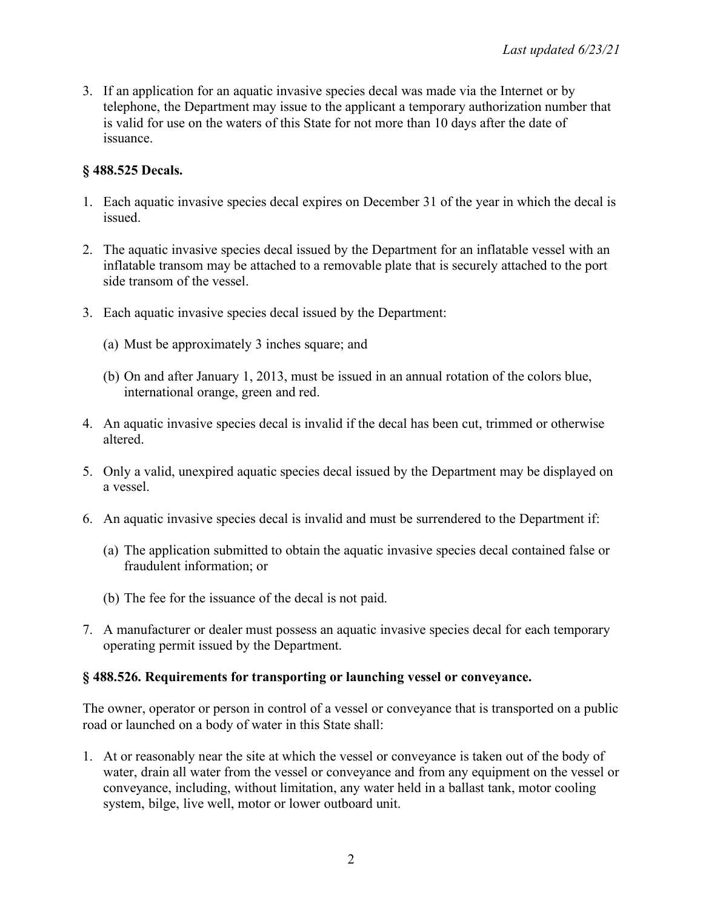3. If an application for an aquatic invasive species decal was made via the Internet or by telephone, the Department may issue to the applicant a temporary authorization number that is valid for use on the waters of this State for not more than 10 days after the date of issuance.

### § 488.525 Decals.

1. Each aquatic invasive species decal expires on December 31 of the year in which the decal is issued.

2. The aquatic invasive species decal issued by the Department for an inflatable vessel with an inflatable transom may be attached to a removable plate that is securely attached to the port side transom of the vessel.

3. Each aquatic invasive species decal issued by the Department:

   (a) Must be approximately 3 inches square; and

   (b) On and after January 1, 2013, must be issued in an annual rotation of the colors blue, international orange, green and red.

4. An aquatic invasive species decal is invalid if the decal has been cut, trimmed or otherwise altered.

5. Only a valid, unexpired aquatic species decal issued by the Department may be displayed on a vessel.

6. An aquatic invasive species decal is invalid and must be surrendered to the Department if:

   (a) The application submitted to obtain the aquatic invasive species decal contained false or fraudulent information; or

   (b) The fee for the issuance of the decal is not paid.

7. A manufacturer or dealer must possess an aquatic invasive species decal for each temporary operating permit issued by the Department.

### § 488.526. Requirements for transporting or launching vessel or conveyance.

The owner, operator or person in control of a vessel or conveyance that is transported on a public road or launched on a body of water in this State shall:

1. At or reasonably near the site at which the vessel or conveyance is taken out of the body of water, drain all water from the vessel or conveyance and from any equipment on the vessel or conveyance, including, without limitation, any water held in a ballast tank, motor cooling system, bilge, live well, motor or lower outboard unit.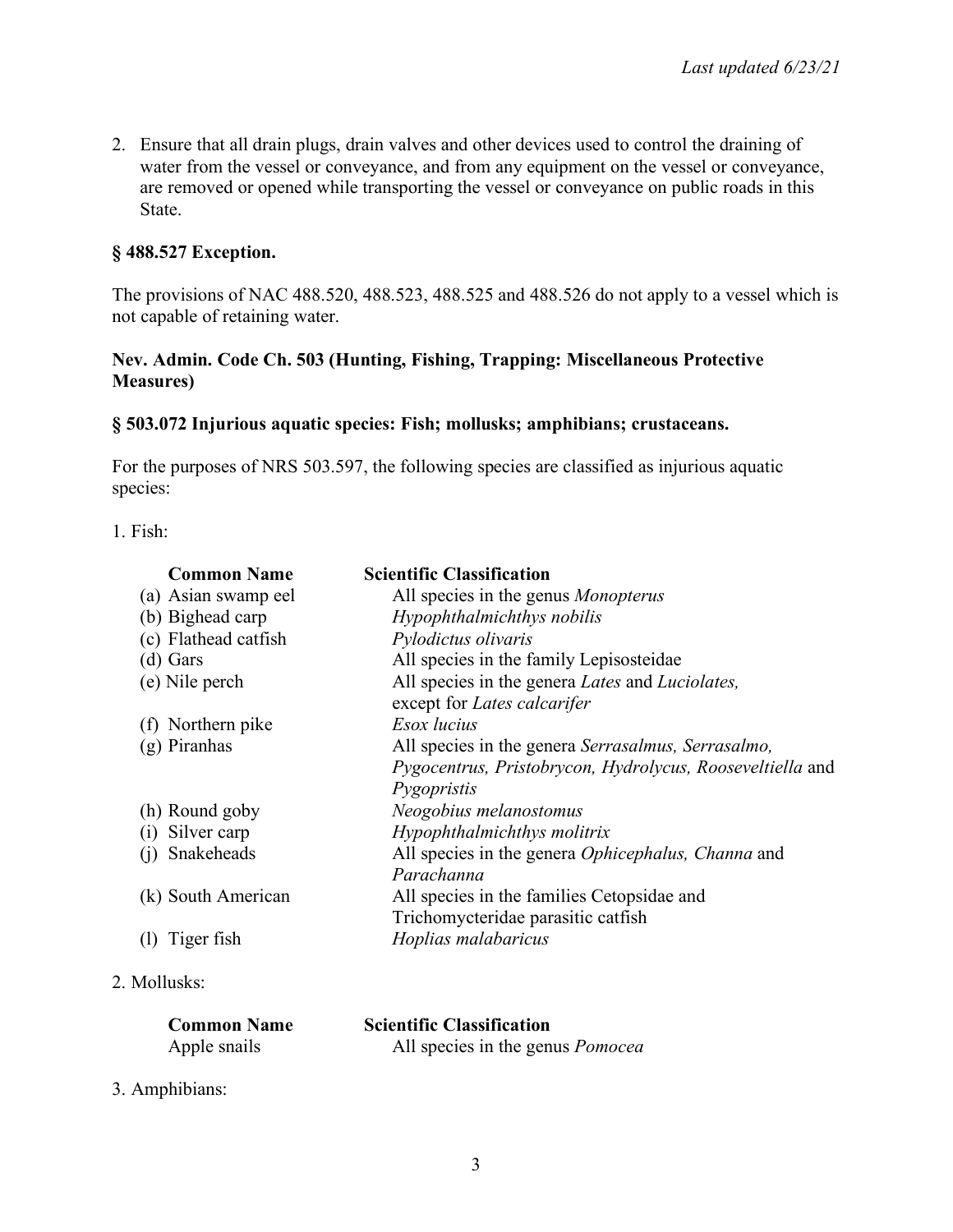2. Ensure that all drain plugs, drain valves and other devices used to control the draining of water from the vessel or conveyance, and from any equipment on the vessel or conveyance, are removed or opened while transporting the vessel or conveyance on public roads in this State.

### § 488.527 Exception.

The provisions of NAC 488.520, 488.523, 488.525 and 488.526 do not apply to a vessel which is not capable of retaining water.

### Nev. Admin. Code Ch. 503 (Hunting, Fishing, Trapping: Miscellaneous Protective Measures)

### § 503.072 Injurious aquatic species: Fish; mollusks; amphibians; crustaceans.

For the purposes of NRS 503.597, the following species are classified as injurious aquatic species:

1. Fish:

| Common Name | Scientific Classification |
|---|---|
| (a) Asian swamp eel | All species in the genus *Monopterus* |
| (b) Bighead carp | *Hypophthalmichthys nobilis* |
| (c) Flathead catfish | *Pylodictus olivaris* |
| (d) Gars | All species in the family Lepisosteidae |
| (e) Nile perch | All species in the genera *Lates* and *Luciolates,* except for *Lates calcarifer* |
| (f) Northern pike | *Esox lucius* |
| (g) Piranhas | All species in the genera *Serrasalmus, Serrasalmo, Pygocentrus, Pristobrycon, Hydrolycus, Rooseveltiella* and *Pygopristis* |
| (h) Round goby | *Neogobius melanostomus* |
| (i) Silver carp | *Hypophthalmichthys molitrix* |
| (j) Snakeheads | All species in the genera *Ophicephalus, Channa* and *Parachanna* |
| (k) South American | All species in the families Cetopsidae and Trichomycteridae parasitic catfish |
| (l) Tiger fish | *Hoplias malabaricus* |

2. Mollusks:

| Common Name | Scientific Classification |
|---|---|
| Apple snails | All species in the genus *Pomocea* |

3. Amphibians: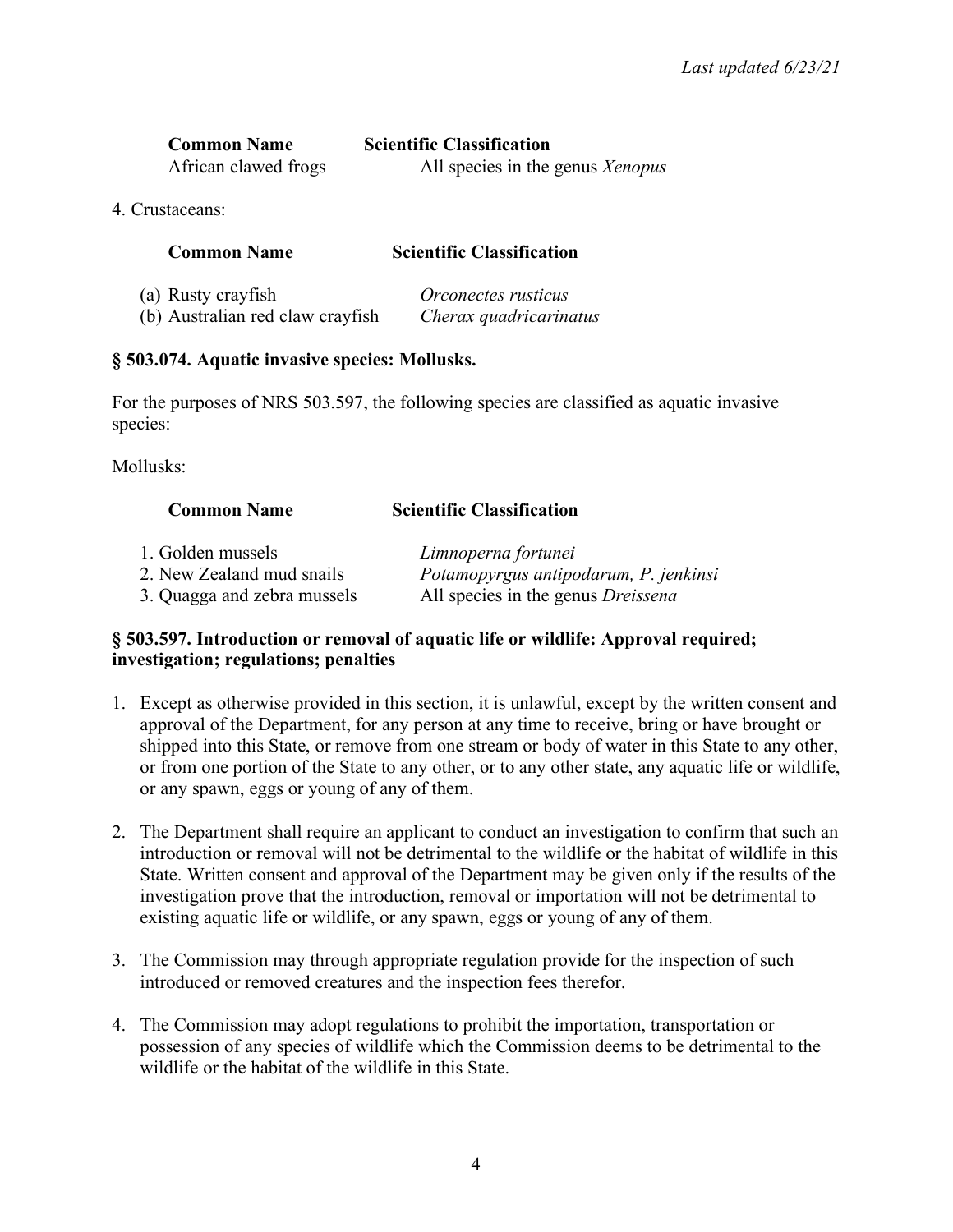| Common Name | Scientific Classification |
|---|---|
| African clawed frogs | All species in the genus *Xenopus* |

4. Crustaceans:

| Common Name | Scientific Classification |
|---|---|
| (a) Rusty crayfish | *Orconectes rusticus* |
| (b) Australian red claw crayfish | *Cherax quadricarinatus* |

### § 503.074. Aquatic invasive species: Mollusks.

For the purposes of NRS 503.597, the following species are classified as aquatic invasive species:

Mollusks:

| Common Name | Scientific Classification |
|---|---|
| 1. Golden mussels | *Limnoperna fortunei* |
| 2. New Zealand mud snails | *Potamopyrgus antipodarum, P. jenkinsi* |
| 3. Quagga and zebra mussels | All species in the genus *Dreissena* |

### § 503.597. Introduction or removal of aquatic life or wildlife: Approval required; investigation; regulations; penalties

1. Except as otherwise provided in this section, it is unlawful, except by the written consent and approval of the Department, for any person at any time to receive, bring or have brought or shipped into this State, or remove from one stream or body of water in this State to any other, or from one portion of the State to any other, or to any other state, any aquatic life or wildlife, or any spawn, eggs or young of any of them.

2. The Department shall require an applicant to conduct an investigation to confirm that such an introduction or removal will not be detrimental to the wildlife or the habitat of wildlife in this State. Written consent and approval of the Department may be given only if the results of the investigation prove that the introduction, removal or importation will not be detrimental to existing aquatic life or wildlife, or any spawn, eggs or young of any of them.

3. The Commission may through appropriate regulation provide for the inspection of such introduced or removed creatures and the inspection fees therefor.

4. The Commission may adopt regulations to prohibit the importation, transportation or possession of any species of wildlife which the Commission deems to be detrimental to the wildlife or the habitat of the wildlife in this State.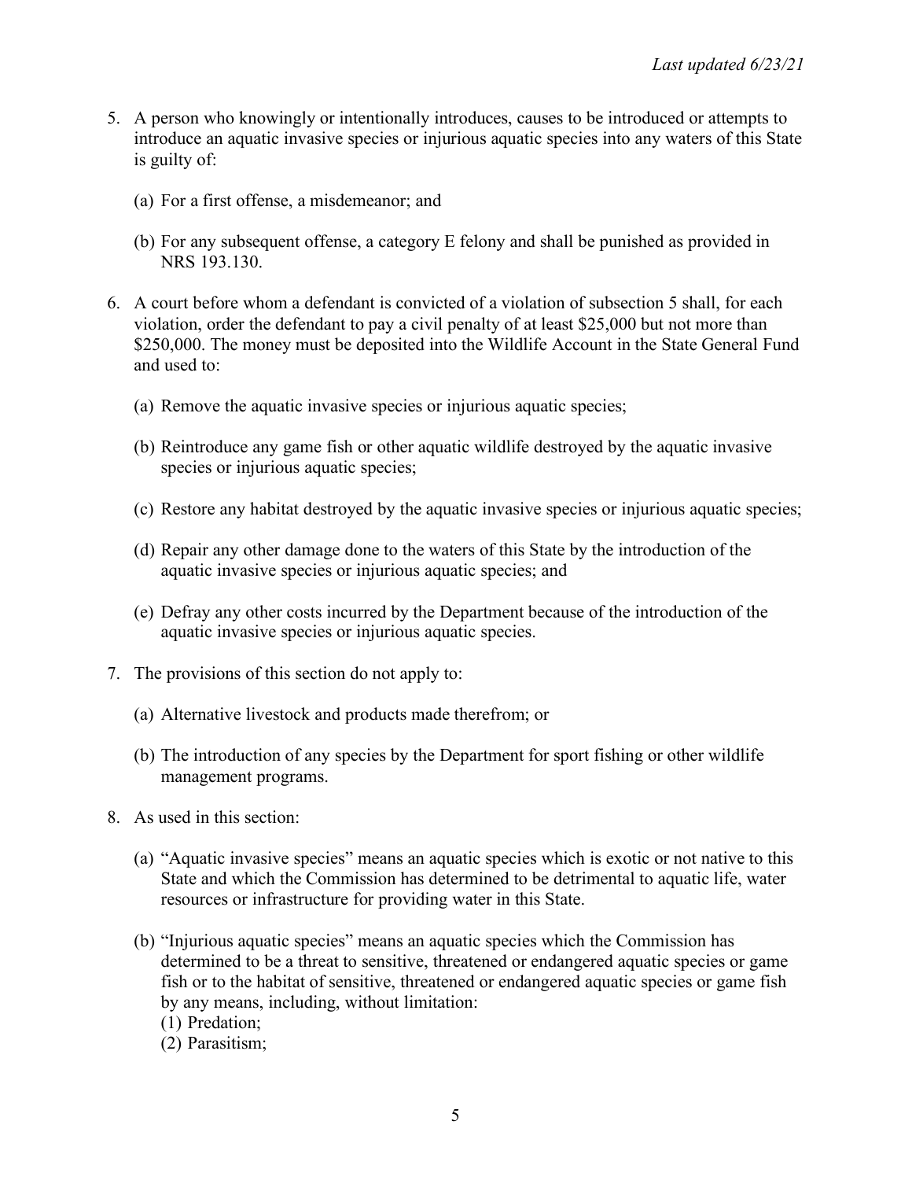5. A person who knowingly or intentionally introduces, causes to be introduced or attempts to introduce an aquatic invasive species or injurious aquatic species into any waters of this State is guilty of:

   (a) For a first offense, a misdemeanor; and

   (b) For any subsequent offense, a category E felony and shall be punished as provided in NRS 193.130.

6. A court before whom a defendant is convicted of a violation of subsection 5 shall, for each violation, order the defendant to pay a civil penalty of at least $25,000 but not more than $250,000. The money must be deposited into the Wildlife Account in the State General Fund and used to:

   (a) Remove the aquatic invasive species or injurious aquatic species;

   (b) Reintroduce any game fish or other aquatic wildlife destroyed by the aquatic invasive species or injurious aquatic species;

   (c) Restore any habitat destroyed by the aquatic invasive species or injurious aquatic species;

   (d) Repair any other damage done to the waters of this State by the introduction of the aquatic invasive species or injurious aquatic species; and

   (e) Defray any other costs incurred by the Department because of the introduction of the aquatic invasive species or injurious aquatic species.

7. The provisions of this section do not apply to:

   (a) Alternative livestock and products made therefrom; or

   (b) The introduction of any species by the Department for sport fishing or other wildlife management programs.

8. As used in this section:

   (a) "Aquatic invasive species" means an aquatic species which is exotic or not native to this State and which the Commission has determined to be detrimental to aquatic life, water resources or infrastructure for providing water in this State.

   (b) "Injurious aquatic species" means an aquatic species which the Commission has determined to be a threat to sensitive, threatened or endangered aquatic species or game fish or to the habitat of sensitive, threatened or endangered aquatic species or game fish by any means, including, without limitation:
      (1) Predation;
      (2) Parasitism;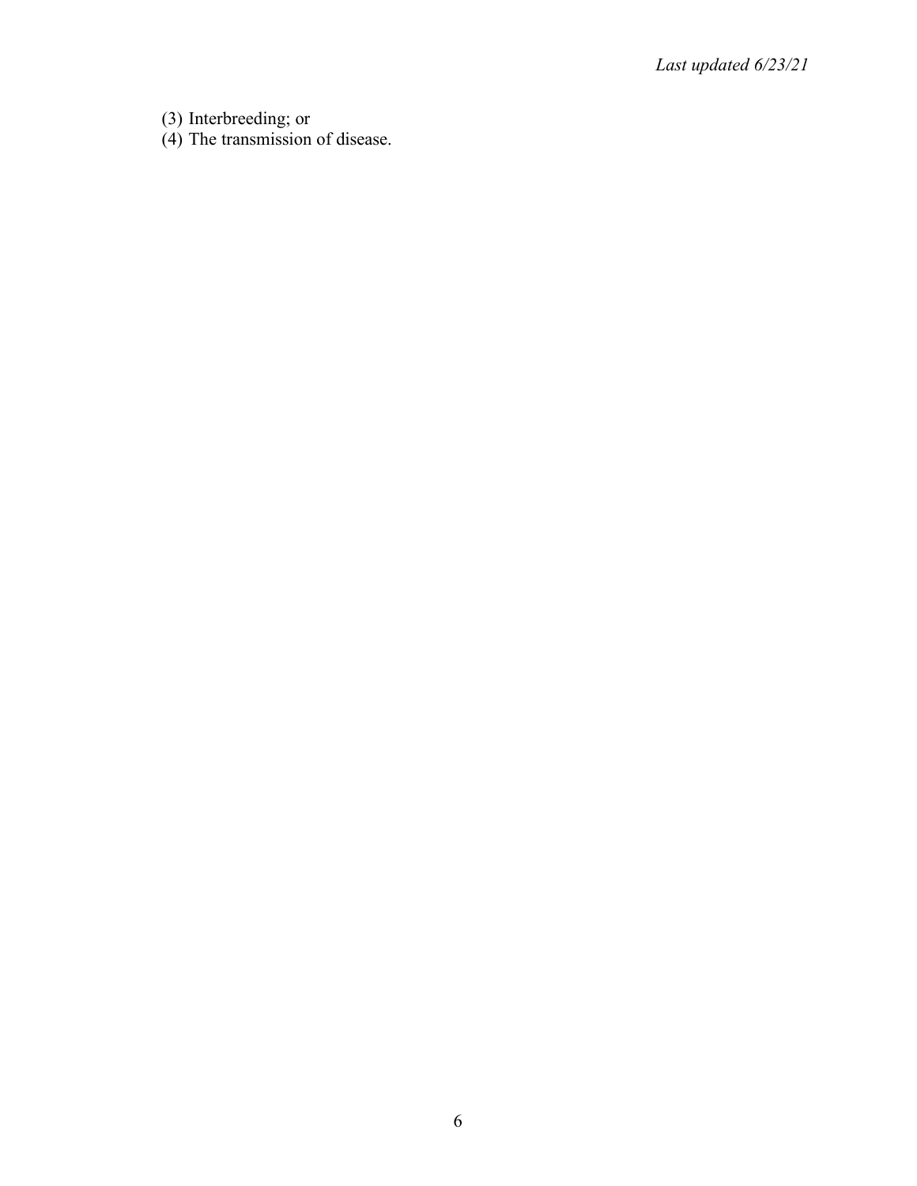(3) Interbreeding; or
(4) The transmission of disease.